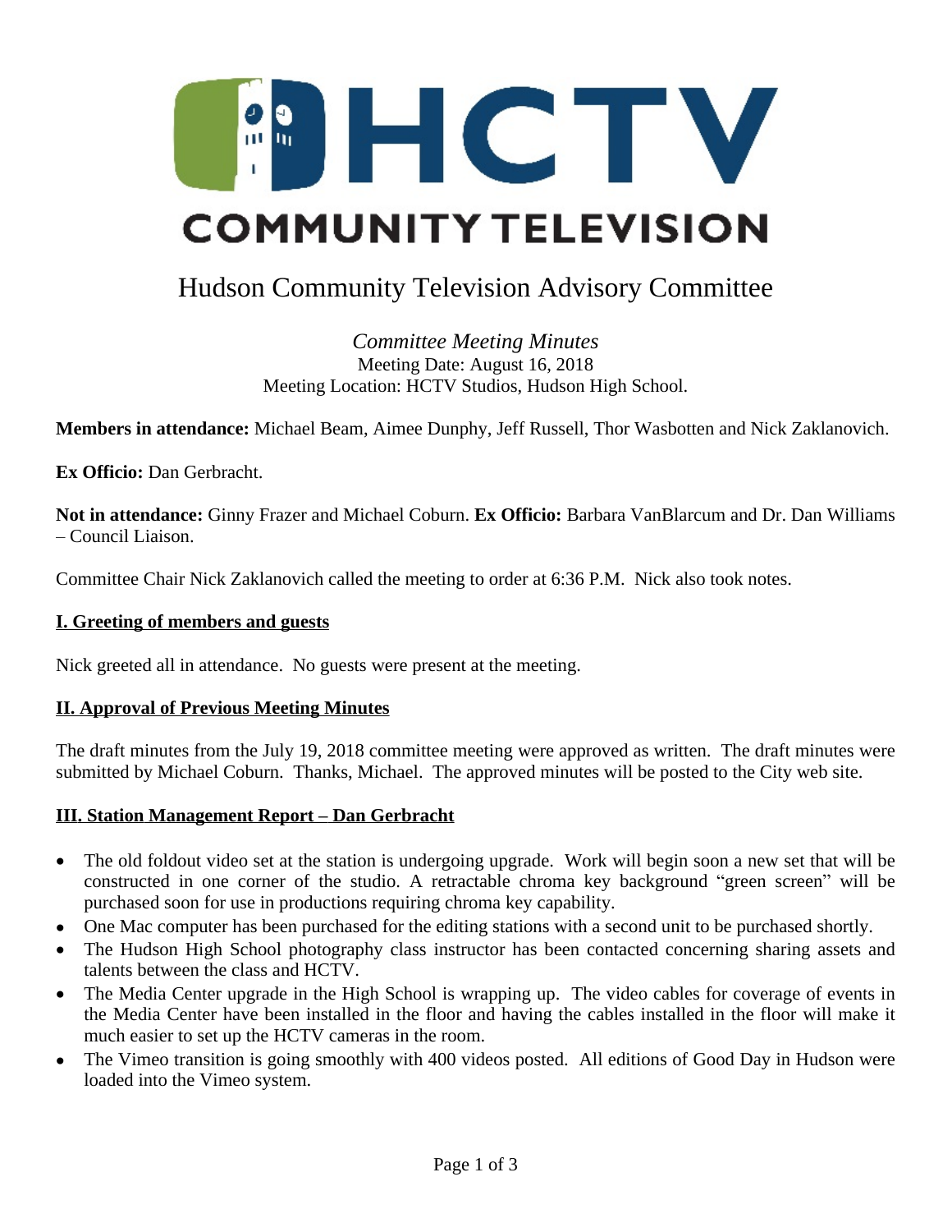HCTV COMMUNITY TELEVISION

# Hudson Community Television Advisory Committee

*Committee Meeting Minutes*
Meeting Date: August 16, 2018
Meeting Location: HCTV Studios, Hudson High School.

**Members in attendance:** Michael Beam, Aimee Dunphy, Jeff Russell, Thor Wasbotten and Nick Zaklanovich.

**Ex Officio:** Dan Gerbracht.

**Not in attendance:** Ginny Frazer and Michael Coburn. **Ex Officio:** Barbara VanBlarcum and Dr. Dan Williams – Council Liaison.

Committee Chair Nick Zaklanovich called the meeting to order at 6:36 P.M. Nick also took notes.

## I. Greeting of members and guests

Nick greeted all in attendance. No guests were present at the meeting.

## II. Approval of Previous Meeting Minutes

The draft minutes from the July 19, 2018 committee meeting were approved as written. The draft minutes were submitted by Michael Coburn. Thanks, Michael. The approved minutes will be posted to the City web site.

## III. Station Management Report – Dan Gerbracht

- The old foldout video set at the station is undergoing upgrade. Work will begin soon a new set that will be constructed in one corner of the studio. A retractable chroma key background "green screen" will be purchased soon for use in productions requiring chroma key capability.
- One Mac computer has been purchased for the editing stations with a second unit to be purchased shortly.
- The Hudson High School photography class instructor has been contacted concerning sharing assets and talents between the class and HCTV.
- The Media Center upgrade in the High School is wrapping up. The video cables for coverage of events in the Media Center have been installed in the floor and having the cables installed in the floor will make it much easier to set up the HCTV cameras in the room.
- The Vimeo transition is going smoothly with 400 videos posted. All editions of Good Day in Hudson were loaded into the Vimeo system.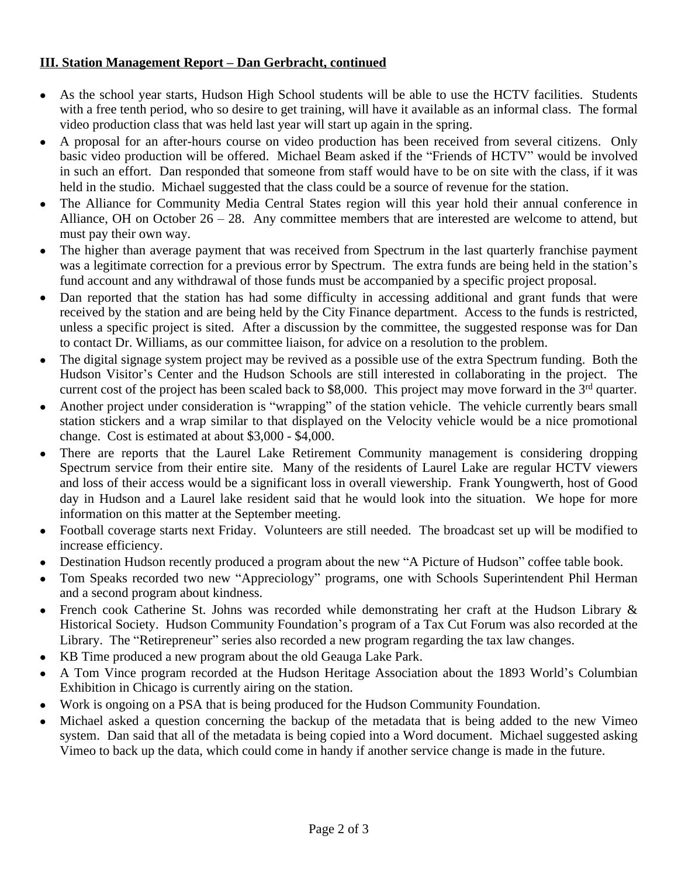**III. Station Management Report – Dan Gerbracht, continued**

- As the school year starts, Hudson High School students will be able to use the HCTV facilities. Students with a free tenth period, who so desire to get training, will have it available as an informal class. The formal video production class that was held last year will start up again in the spring.
- A proposal for an after-hours course on video production has been received from several citizens. Only basic video production will be offered. Michael Beam asked if the "Friends of HCTV" would be involved in such an effort. Dan responded that someone from staff would have to be on site with the class, if it was held in the studio. Michael suggested that the class could be a source of revenue for the station.
- The Alliance for Community Media Central States region will this year hold their annual conference in Alliance, OH on October 26 – 28. Any committee members that are interested are welcome to attend, but must pay their own way.
- The higher than average payment that was received from Spectrum in the last quarterly franchise payment was a legitimate correction for a previous error by Spectrum. The extra funds are being held in the station's fund account and any withdrawal of those funds must be accompanied by a specific project proposal.
- Dan reported that the station has had some difficulty in accessing additional and grant funds that were received by the station and are being held by the City Finance department. Access to the funds is restricted, unless a specific project is sited. After a discussion by the committee, the suggested response was for Dan to contact Dr. Williams, as our committee liaison, for advice on a resolution to the problem.
- The digital signage system project may be revived as a possible use of the extra Spectrum funding. Both the Hudson Visitor's Center and the Hudson Schools are still interested in collaborating in the project. The current cost of the project has been scaled back to $8,000. This project may move forward in the 3rd quarter.
- Another project under consideration is "wrapping" of the station vehicle. The vehicle currently bears small station stickers and a wrap similar to that displayed on the Velocity vehicle would be a nice promotional change. Cost is estimated at about $3,000 - $4,000.
- There are reports that the Laurel Lake Retirement Community management is considering dropping Spectrum service from their entire site. Many of the residents of Laurel Lake are regular HCTV viewers and loss of their access would be a significant loss in overall viewership. Frank Youngwerth, host of Good day in Hudson and a Laurel lake resident said that he would look into the situation. We hope for more information on this matter at the September meeting.
- Football coverage starts next Friday. Volunteers are still needed. The broadcast set up will be modified to increase efficiency.
- Destination Hudson recently produced a program about the new "A Picture of Hudson" coffee table book.
- Tom Speaks recorded two new "Appreciology" programs, one with Schools Superintendent Phil Herman and a second program about kindness.
- French cook Catherine St. Johns was recorded while demonstrating her craft at the Hudson Library & Historical Society. Hudson Community Foundation's program of a Tax Cut Forum was also recorded at the Library. The "Retirepreneur" series also recorded a new program regarding the tax law changes.
- KB Time produced a new program about the old Geauga Lake Park.
- A Tom Vince program recorded at the Hudson Heritage Association about the 1893 World's Columbian Exhibition in Chicago is currently airing on the station.
- Work is ongoing on a PSA that is being produced for the Hudson Community Foundation.
- Michael asked a question concerning the backup of the metadata that is being added to the new Vimeo system. Dan said that all of the metadata is being copied into a Word document. Michael suggested asking Vimeo to back up the data, which could come in handy if another service change is made in the future.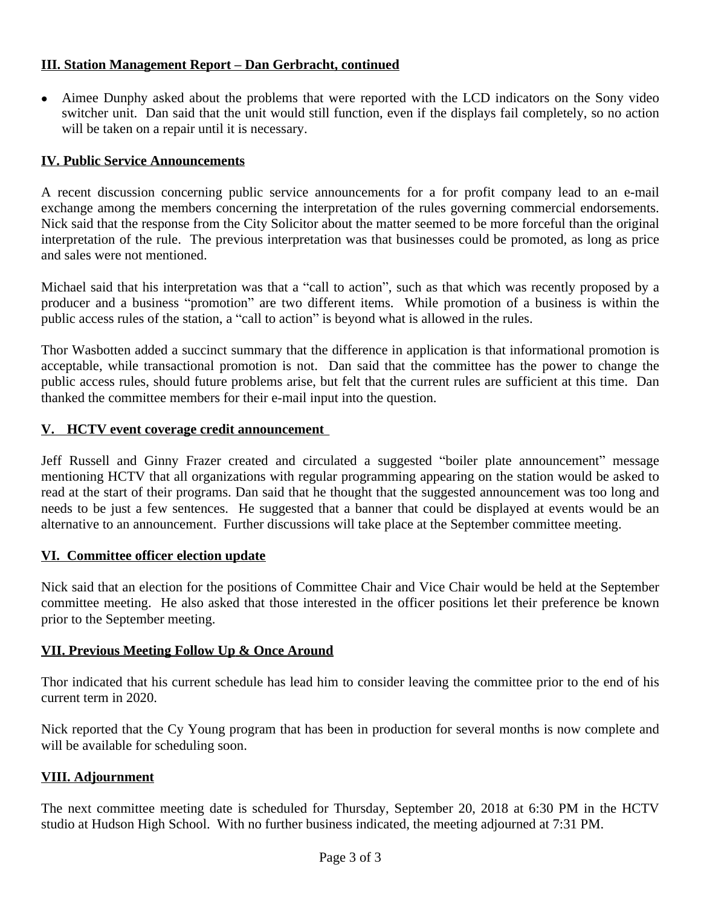## III. Station Management Report – Dan Gerbracht, continued

- Aimee Dunphy asked about the problems that were reported with the LCD indicators on the Sony video switcher unit. Dan said that the unit would still function, even if the displays fail completely, so no action will be taken on a repair until it is necessary.

## IV. Public Service Announcements

A recent discussion concerning public service announcements for a for profit company lead to an e-mail exchange among the members concerning the interpretation of the rules governing commercial endorsements. Nick said that the response from the City Solicitor about the matter seemed to be more forceful than the original interpretation of the rule. The previous interpretation was that businesses could be promoted, as long as price and sales were not mentioned.

Michael said that his interpretation was that a "call to action", such as that which was recently proposed by a producer and a business "promotion" are two different items. While promotion of a business is within the public access rules of the station, a "call to action" is beyond what is allowed in the rules.

Thor Wasbotten added a succinct summary that the difference in application is that informational promotion is acceptable, while transactional promotion is not. Dan said that the committee has the power to change the public access rules, should future problems arise, but felt that the current rules are sufficient at this time. Dan thanked the committee members for their e-mail input into the question.

## V. HCTV event coverage credit announcement

Jeff Russell and Ginny Frazer created and circulated a suggested "boiler plate announcement" message mentioning HCTV that all organizations with regular programming appearing on the station would be asked to read at the start of their programs. Dan said that he thought that the suggested announcement was too long and needs to be just a few sentences. He suggested that a banner that could be displayed at events would be an alternative to an announcement. Further discussions will take place at the September committee meeting.

## VI. Committee officer election update

Nick said that an election for the positions of Committee Chair and Vice Chair would be held at the September committee meeting. He also asked that those interested in the officer positions let their preference be known prior to the September meeting.

## VII. Previous Meeting Follow Up & Once Around

Thor indicated that his current schedule has lead him to consider leaving the committee prior to the end of his current term in 2020.

Nick reported that the Cy Young program that has been in production for several months is now complete and will be available for scheduling soon.

## VIII. Adjournment

The next committee meeting date is scheduled for Thursday, September 20, 2018 at 6:30 PM in the HCTV studio at Hudson High School. With no further business indicated, the meeting adjourned at 7:31 PM.